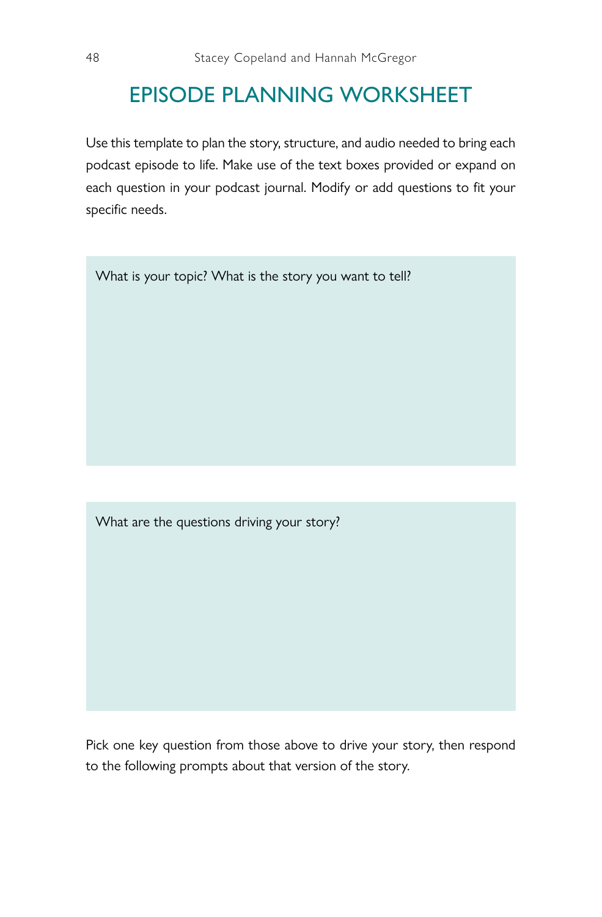# EPISODE PLANNING WORKSHEET

Use this template to plan the story, structure, and audio needed to bring each podcast episode to life. Make use of the text boxes provided or expand on each question in your podcast journal. Modify or add questions to fit your specific needs.

What is your topic? What is the story you want to tell?

What are the questions driving your story?

Pick one key question from those above to drive your story, then respond to the following prompts about that version of the story.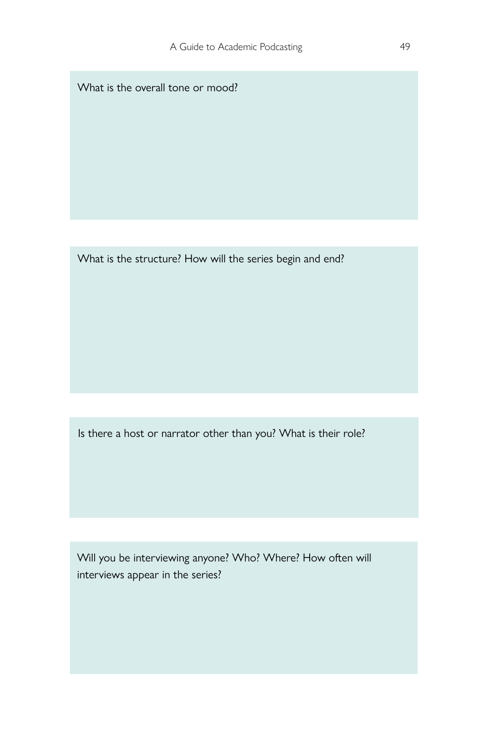What is the overall tone or mood?

What is the structure? How will the series begin and end?

Is there a host or narrator other than you? What is their role?

Will you be interviewing anyone? Who? Where? How often will interviews appear in the series?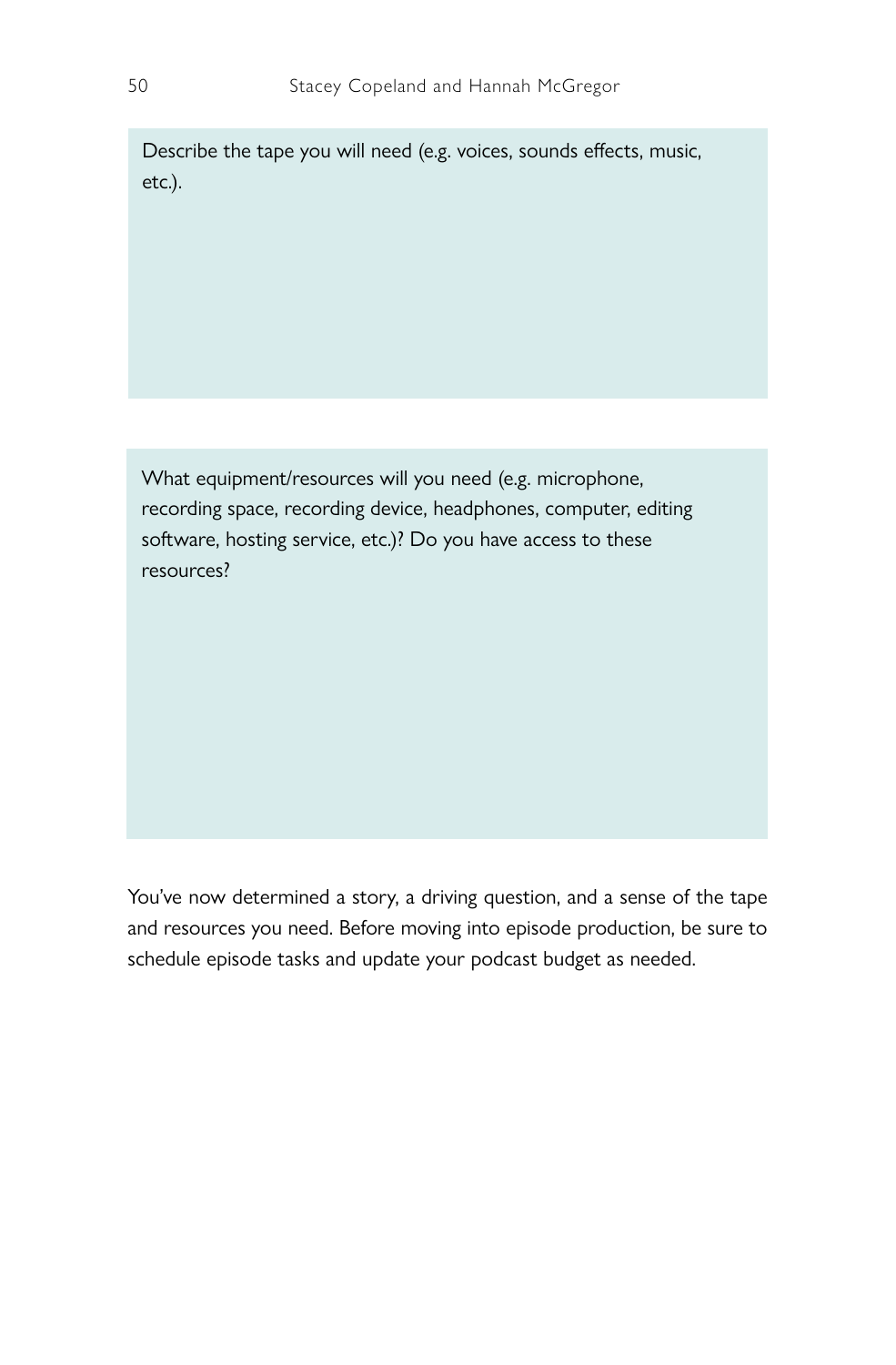Describe the tape you will need (e.g. voices, sounds effects, music, etc.).

What equipment/resources will you need (e.g. microphone, recording space, recording device, headphones, computer, editing software, hosting service, etc.)? Do you have access to these resources?

You've now determined a story, a driving question, and a sense of the tape and resources you need. Before moving into episode production, be sure to schedule episode tasks and update your podcast budget as needed.